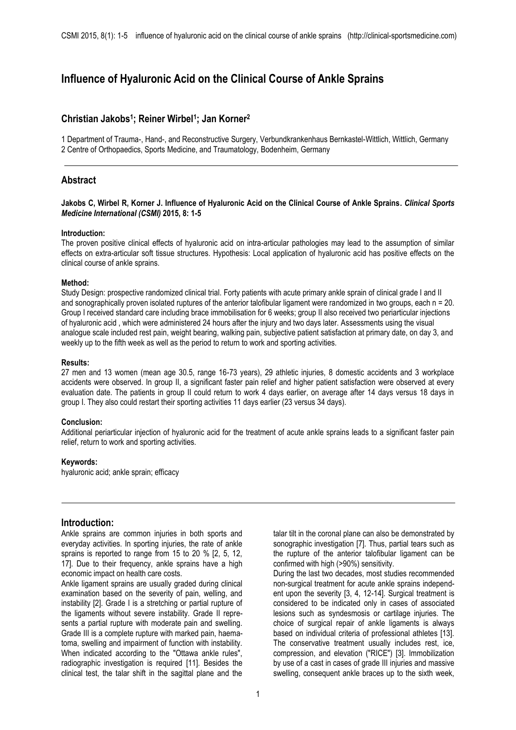# Influence of Hyaluronic Acid on the Clinical Course of Ankle Sprains

## Christian Jakobs[1]; Reiner Wirbel[1]; Jan Korner[2]

1 Department of Trauma-, Hand-, and Reconstructive Surgery, Verbundkrankenhaus Bernkastel-Wittlich, Wittlich, Germany
2 Centre of Orthopaedics, Sports Medicine, and Traumatology, Bodenheim, Germany

## Abstract

**Jakobs C, Wirbel R, Korner J. Influence of Hyaluronic Acid on the Clinical Course of Ankle Sprains. *Clinical Sports Medicine International (CSMI)* 2015, 8: 1-5**

**Introduction:**
The proven positive clinical effects of hyaluronic acid on intra-articular pathologies may lead to the assumption of similar effects on extra-articular soft tissue structures. Hypothesis: Local application of hyaluronic acid has positive effects on the clinical course of ankle sprains.

**Method:**
Study Design: prospective randomized clinical trial. Forty patients with acute primary ankle sprain of clinical grade I and II and sonographically proven isolated ruptures of the anterior talofibular ligament were randomized in two groups, each n = 20. Group I received standard care including brace immobilisation for 6 weeks; group II also received two periarticular injections of hyaluronic acid , which were administered 24 hours after the injury and two days later. Assessments using the visual analogue scale included rest pain, weight bearing, walking pain, subjective patient satisfaction at primary date, on day 3, and weekly up to the fifth week as well as the period to return to work and sporting activities.

**Results:**
27 men and 13 women (mean age 30.5, range 16-73 years), 29 athletic injuries, 8 domestic accidents and 3 workplace accidents were observed. In group II, a significant faster pain relief and higher patient satisfaction were observed at every evaluation date. The patients in group II could return to work 4 days earlier, on average after 14 days versus 18 days in group I. They also could restart their sporting activities 11 days earlier (23 versus 34 days).

**Conclusion:**
Additional periarticular injection of hyaluronic acid for the treatment of acute ankle sprains leads to a significant faster pain relief, return to work and sporting activities.

**Keywords:**
hyaluronic acid; ankle sprain; efficacy

## Introduction:

Ankle sprains are common injuries in both sports and everyday activities. In sporting injuries, the rate of ankle sprains is reported to range from 15 to 20 % [2, 5, 12, 17]. Due to their frequency, ankle sprains have a high economic impact on health care costs.

Ankle ligament sprains are usually graded during clinical examination based on the severity of pain, welling, and instability [2]. Grade I is a stretching or partial rupture of the ligaments without severe instability. Grade II represents a partial rupture with moderate pain and swelling. Grade III is a complete rupture with marked pain, haematoma, swelling and impairment of function with instability. When indicated according to the "Ottawa ankle rules", radiographic investigation is required [11]. Besides the clinical test, the talar shift in the sagittal plane and the talar tilt in the coronal plane can also be demonstrated by sonographic investigation [7]. Thus, partial tears such as the rupture of the anterior talofibular ligament can be confirmed with high (>90%) sensitivity.

During the last two decades, most studies recommended non-surgical treatment for acute ankle sprains independent upon the severity [3, 4, 12-14]. Surgical treatment is considered to be indicated only in cases of associated lesions such as syndesmosis or cartilage injuries. The choice of surgical repair of ankle ligaments is always based on individual criteria of professional athletes [13]. The conservative treatment usually includes rest, ice, compression, and elevation ("RICE") [3]. Immobilization by use of a cast in cases of grade III injuries and massive swelling, consequent ankle braces up to the sixth week,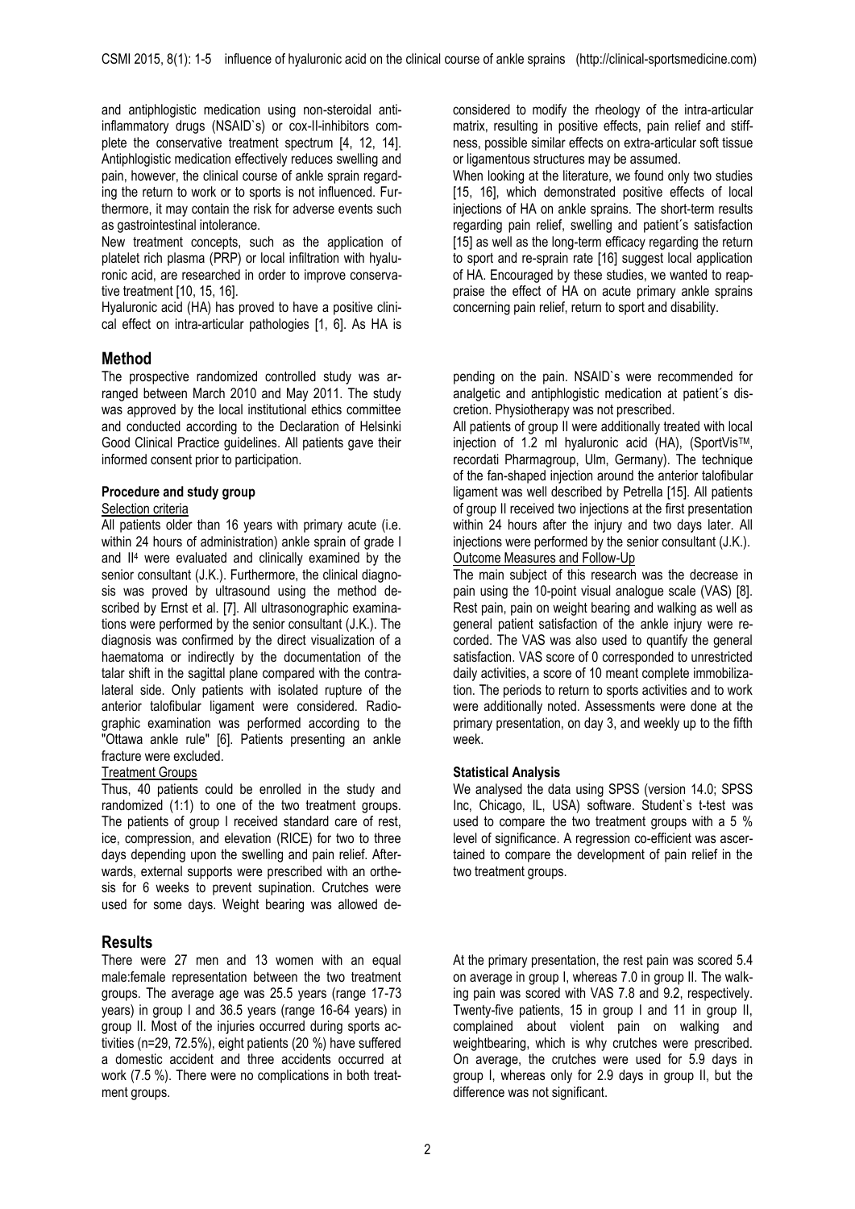and antiphlogistic medication using non-steroidal anti-inflammatory drugs (NSAID`s) or cox-II-inhibitors complete the conservative treatment spectrum [4, 12, 14]. Antiphlogistic medication effectively reduces swelling and pain, however, the clinical course of ankle sprain regarding the return to work or to sports is not influenced. Furthermore, it may contain the risk for adverse events such as gastrointestinal intolerance.

New treatment concepts, such as the application of platelet rich plasma (PRP) or local infiltration with hyaluronic acid, are researched in order to improve conservative treatment [10, 15, 16].

Hyaluronic acid (HA) has proved to have a positive clinical effect on intra-articular pathologies [1, 6]. As HA is considered to modify the rheology of the intra-articular matrix, resulting in positive effects, pain relief and stiffness, possible similar effects on extra-articular soft tissue or ligamentous structures may be assumed.

When looking at the literature, we found only two studies [15, 16], which demonstrated positive effects of local injections of HA on ankle sprains. The short-term results regarding pain relief, swelling and patient´s satisfaction [15] as well as the long-term efficacy regarding the return to sport and re-sprain rate [16] suggest local application of HA. Encouraged by these studies, we wanted to reappraise the effect of HA on acute primary ankle sprains concerning pain relief, return to sport and disability.

## Method

The prospective randomized controlled study was arranged between March 2010 and May 2011. The study was approved by the local institutional ethics committee and conducted according to the Declaration of Helsinki Good Clinical Practice guidelines. All patients gave their informed consent prior to participation.

### Procedure and study group

Selection criteria

All patients older than 16 years with primary acute (i.e. within 24 hours of administration) ankle sprain of grade I and II[4] were evaluated and clinically examined by the senior consultant (J.K.). Furthermore, the clinical diagnosis was proved by ultrasound using the method described by Ernst et al. [7]. All ultrasonographic examinations were performed by the senior consultant (J.K.). The diagnosis was confirmed by the direct visualization of a haematoma or indirectly by the documentation of the talar shift in the sagittal plane compared with the contralateral side. Only patients with isolated rupture of the anterior talofibular ligament were considered. Radiographic examination was performed according to the "Ottawa ankle rule" [6]. Patients presenting an ankle fracture were excluded.

Treatment Groups

Thus, 40 patients could be enrolled in the study and randomized (1:1) to one of the two treatment groups. The patients of group I received standard care of rest, ice, compression, and elevation (RICE) for two to three days depending upon the swelling and pain relief. Afterwards, external supports were prescribed with an orthesis for 6 weeks to prevent supination. Crutches were used for some days. Weight bearing was allowed depending on the pain. NSAID`s were recommended for analgetic and antiphlogistic medication at patient´s discretion. Physiotherapy was not prescribed.

All patients of group II were additionally treated with local injection of 1.2 ml hyaluronic acid (HA), (SportVis™, recordati Pharmagroup, Ulm, Germany). The technique of the fan-shaped injection around the anterior talofibular ligament was well described by Petrella [15]. All patients of group II received two injections at the first presentation within 24 hours after the injury and two days later. All injections were performed by the senior consultant (J.K.).

Outcome Measures and Follow-Up

The main subject of this research was the decrease in pain using the 10-point visual analogue scale (VAS) [8]. Rest pain, pain on weight bearing and walking as well as general patient satisfaction of the ankle injury were recorded. The VAS was also used to quantify the general satisfaction. VAS score of 0 corresponded to unrestricted daily activities, a score of 10 meant complete immobilization. The periods to return to sports activities and to work were additionally noted. Assessments were done at the primary presentation, on day 3, and weekly up to the fifth week.

### Statistical Analysis

We analysed the data using SPSS (version 14.0; SPSS Inc, Chicago, IL, USA) software. Student`s t-test was used to compare the two treatment groups with a 5 % level of significance. A regression co-efficient was ascertained to compare the development of pain relief in the two treatment groups.

## Results

There were 27 men and 13 women with an equal male:female representation between the two treatment groups. The average age was 25.5 years (range 17-73 years) in group I and 36.5 years (range 16-64 years) in group II. Most of the injuries occurred during sports activities (n=29, 72.5%), eight patients (20 %) have suffered a domestic accident and three accidents occurred at work (7.5 %). There were no complications in both treatment groups.

At the primary presentation, the rest pain was scored 5.4 on average in group I, whereas 7.0 in group II. The walking pain was scored with VAS 7.8 and 9.2, respectively. Twenty-five patients, 15 in group I and 11 in group II, complained about violent pain on walking and weightbearing, which is why crutches were prescribed. On average, the crutches were used for 5.9 days in group I, whereas only for 2.9 days in group II, but the difference was not significant.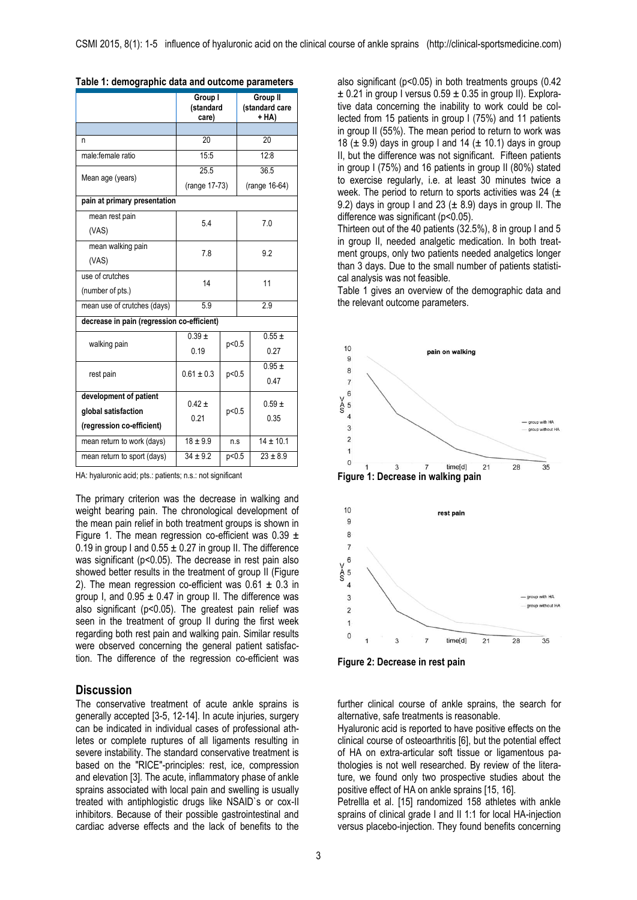**Table 1: demographic data and outcome parameters**

| | Group I (standard care) | | Group II (standard care + HA) |
|---|---|---|---|
| n | 20 | | 20 |
| male:female ratio | 15:5 | | 12:8 |
| Mean age (years) | 25.5 (range 17-73) | | 36.5 (range 16-64) |
| **pain at primary presentation** | | | |
| mean rest pain (VAS) | 5.4 | | 7.0 |
| mean walking pain (VAS) | 7.8 | | 9.2 |
| use of crutches (number of pts.) | 14 | | 11 |
| mean use of crutches (days) | 5.9 | | 2.9 |
| **decrease in pain (regression co-efficient)** | | | |
| walking pain | 0.39 ± 0.19 | p<0.5 | 0.55 ± 0.27 |
| rest pain | 0.61 ± 0.3 | p<0.5 | 0.95 ± 0.47 |
| **development of patient global satisfaction (regression co-efficient)** | 0.42 ± 0.21 | p<0.5 | 0.59 ± 0.35 |
| mean return to work (days) | 18 ± 9.9 | n.s | 14 ± 10.1 |
| mean return to sport (days) | 34 ± 9.2 | p<0.5 | 23 ± 8.9 |

HA: hyaluronic acid; pts.: patients; n.s.: not significant

The primary criterion was the decrease in walking and weight bearing pain. The chronological development of the mean pain relief in both treatment groups is shown in Figure 1. The mean regression co-efficient was 0.39 ± 0.19 in group I and 0.55 ± 0.27 in group II. The difference was significant ($p<0.05$). The decrease in rest pain also showed better results in the treatment of group II (Figure 2). The mean regression co-efficient was 0.61 ± 0.3 in group I, and 0.95 ± 0.47 in group II. The difference was also significant ($p<0.05$). The greatest pain relief was seen in the treatment of group II during the first week regarding both rest pain and walking pain. Similar results were observed concerning the general patient satisfaction. The difference of the regression co-efficient was also significant ($p<0.05$) in both treatments groups (0.42 ± 0.21 in group I versus 0.59 ± 0.35 in group II). Explorative data concerning the inability to work could be collected from 15 patients in group I (75%) and 11 patients in group II (55%). The mean period to return to work was 18 (± 9.9) days in group I and 14 (± 10.1) days in group II, but the difference was not significant. Fifteen patients in group I (75%) and 16 patients in group II (80%) stated to exercise regularly, i.e. at least 30 minutes twice a week. The period to return to sports activities was 24 (± 9.2) days in group I and 23 (± 8.9) days in group II. The difference was significant ($p<0.05$).

Thirteen out of the 40 patients (32.5%), 8 in group I and 5 in group II, needed analgetic medication. In both treatment groups, only two patients needed analgetics longer than 3 days. Due to the small number of patients statistical analysis was not feasible.

Table 1 gives an overview of the demographic data and the relevant outcome parameters.

**Figure 1: Decrease in walking pain**

**Figure 2: Decrease in rest pain**

## Discussion

The conservative treatment of acute ankle sprains is generally accepted [3-5, 12-14]. In acute injuries, surgery can be indicated in individual cases of professional athletes or complete ruptures of all ligaments resulting in severe instability. The standard conservative treatment is based on the "RICE"-principles: rest, ice, compression and elevation [3]. The acute, inflammatory phase of ankle sprains associated with local pain and swelling is usually treated with antiphlogistic drugs like NSAID`s or cox-II inhibitors. Because of their possible gastrointestinal and cardiac adverse effects and the lack of benefits to the further clinical course of ankle sprains, the search for alternative, safe treatments is reasonable.

Hyaluronic acid is reported to have positive effects on the clinical course of osteoarthritis [6], but the potential effect of HA on extra-articular soft tissue or ligamentous pathologies is not well researched. By review of the literature, we found only two prospective studies about the positive effect of HA on ankle sprains [15, 16].

Petrellla et al. [15] randomized 158 athletes with ankle sprains of clinical grade I and II 1:1 for local HA-injection versus placebo-injection. They found benefits concerning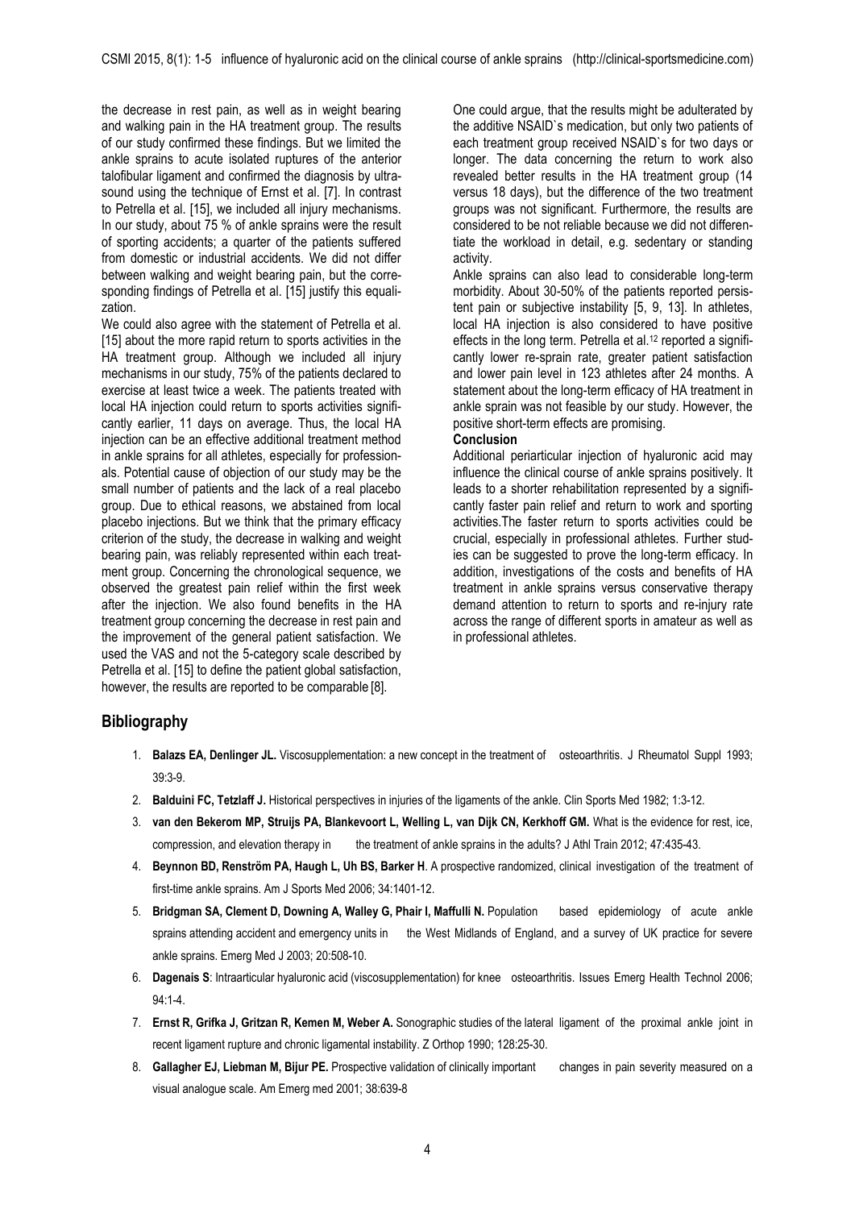the decrease in rest pain, as well as in weight bearing and walking pain in the HA treatment group. The results of our study confirmed these findings. But we limited the ankle sprains to acute isolated ruptures of the anterior talofibular ligament and confirmed the diagnosis by ultrasound using the technique of Ernst et al. [7]. In contrast to Petrella et al. [15], we included all injury mechanisms. In our study, about 75 % of ankle sprains were the result of sporting accidents; a quarter of the patients suffered from domestic or industrial accidents. We did not differ between walking and weight bearing pain, but the corresponding findings of Petrella et al. [15] justify this equalization.

We could also agree with the statement of Petrella et al. [15] about the more rapid return to sports activities in the HA treatment group. Although we included all injury mechanisms in our study, 75% of the patients declared to exercise at least twice a week. The patients treated with local HA injection could return to sports activities significantly earlier, 11 days on average. Thus, the local HA injection can be an effective additional treatment method in ankle sprains for all athletes, especially for professionals. Potential cause of objection of our study may be the small number of patients and the lack of a real placebo group. Due to ethical reasons, we abstained from local placebo injections. But we think that the primary efficacy criterion of the study, the decrease in walking and weight bearing pain, was reliably represented within each treatment group. Concerning the chronological sequence, we observed the greatest pain relief within the first week after the injection. We also found benefits in the HA treatment group concerning the decrease in rest pain and the improvement of the general patient satisfaction. We used the VAS and not the 5-category scale described by Petrella et al. [15] to define the patient global satisfaction, however, the results are reported to be comparable [8].

One could argue, that the results might be adulterated by the additive NSAID`s medication, but only two patients of each treatment group received NSAID`s for two days or longer. The data concerning the return to work also revealed better results in the HA treatment group (14 versus 18 days), but the difference of the two treatment groups was not significant. Furthermore, the results are considered to be not reliable because we did not differentiate the workload in detail, e.g. sedentary or standing activity.

Ankle sprains can also lead to considerable long-term morbidity. About 30-50% of the patients reported persistent pain or subjective instability [5, 9, 13]. In athletes, local HA injection is also considered to have positive effects in the long term. Petrella et al.[12] reported a significantly lower re-sprain rate, greater patient satisfaction and lower pain level in 123 athletes after 24 months. A statement about the long-term efficacy of HA treatment in ankle sprain was not feasible by our study. However, the positive short-term effects are promising.

**Conclusion**

Additional periarticular injection of hyaluronic acid may influence the clinical course of ankle sprains positively. It leads to a shorter rehabilitation represented by a significantly faster pain relief and return to work and sporting activities.The faster return to sports activities could be crucial, especially in professional athletes. Further studies can be suggested to prove the long-term efficacy. In addition, investigations of the costs and benefits of HA treatment in ankle sprains versus conservative therapy demand attention to return to sports and re-injury rate across the range of different sports in amateur as well as in professional athletes.

## Bibliography

1. **Balazs EA, Denlinger JL.** Viscosupplementation: a new concept in the treatment of osteoarthritis. J Rheumatol Suppl 1993; 39:3-9.
2. **Balduini FC, Tetzlaff J.** Historical perspectives in injuries of the ligaments of the ankle. Clin Sports Med 1982; 1:3-12.
3. **van den Bekerom MP, Struijs PA, Blankevoort L, Welling L, van Dijk CN, Kerkhoff GM.** What is the evidence for rest, ice, compression, and elevation therapy in the treatment of ankle sprains in the adults? J Athl Train 2012; 47:435-43.
4. **Beynnon BD, Renström PA, Haugh L, Uh BS, Barker H**. A prospective randomized, clinical investigation of the treatment of first-time ankle sprains. Am J Sports Med 2006; 34:1401-12.
5. **Bridgman SA, Clement D, Downing A, Walley G, Phair I, Maffulli N.** Population based epidemiology of acute ankle sprains attending accident and emergency units in the West Midlands of England, and a survey of UK practice for severe ankle sprains. Emerg Med J 2003; 20:508-10.
6. **Dagenais S**: Intraarticular hyaluronic acid (viscosupplementation) for knee osteoarthritis. Issues Emerg Health Technol 2006; 94:1-4.
7. **Ernst R, Grifka J, Gritzan R, Kemen M, Weber A.** Sonographic studies of the lateral ligament of the proximal ankle joint in recent ligament rupture and chronic ligamental instability. Z Orthop 1990; 128:25-30.
8. **Gallagher EJ, Liebman M, Bijur PE.** Prospective validation of clinically important changes in pain severity measured on a visual analogue scale. Am Emerg med 2001; 38:639-8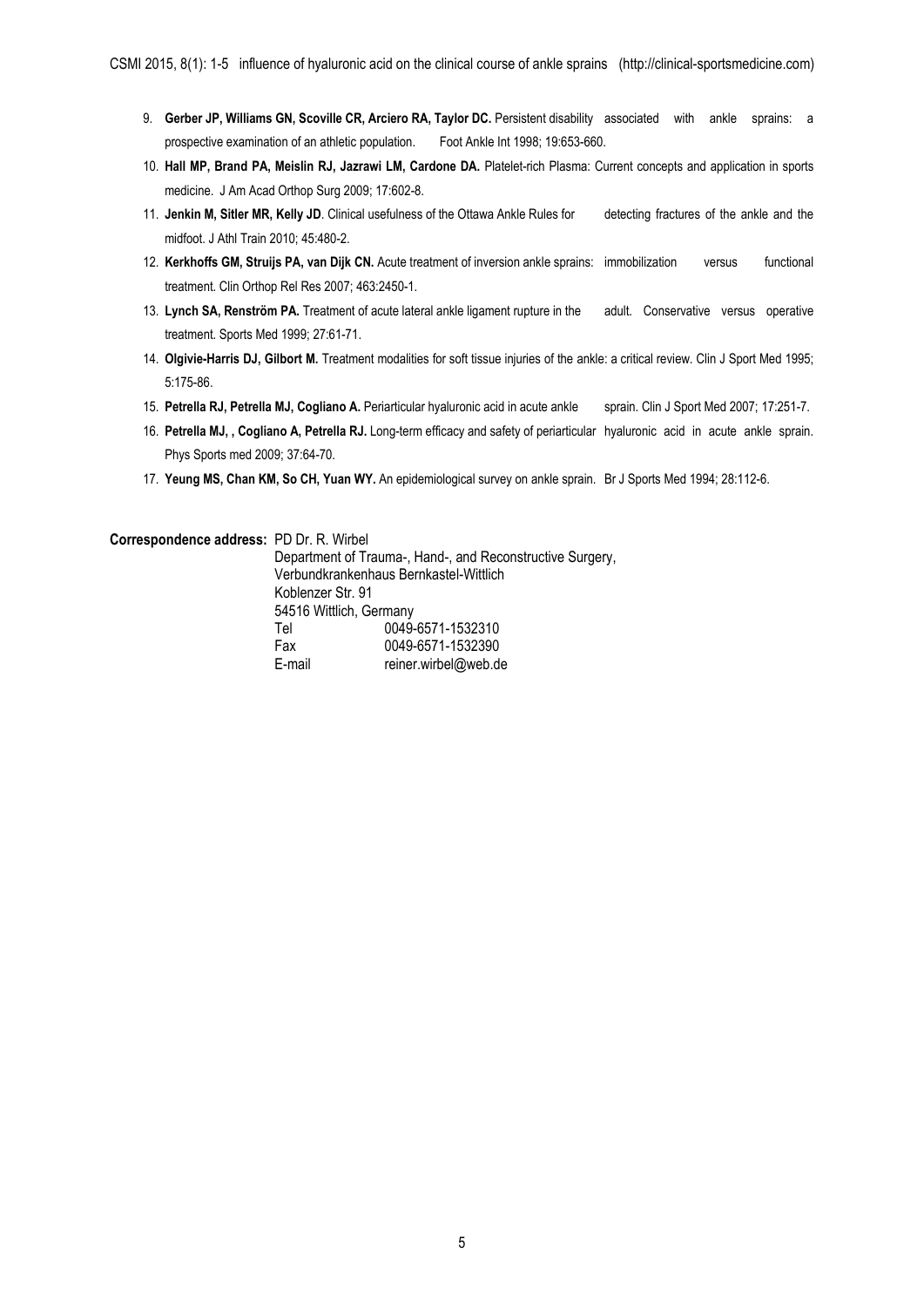9. **Gerber JP, Williams GN, Scoville CR, Arciero RA, Taylor DC.** Persistent disability associated with ankle sprains: a prospective examination of an athletic population. Foot Ankle Int 1998; 19:653-660.
10. **Hall MP, Brand PA, Meislin RJ, Jazrawi LM, Cardone DA.** Platelet-rich Plasma: Current concepts and application in sports medicine. J Am Acad Orthop Surg 2009; 17:602-8.
11. **Jenkin M, Sitler MR, Kelly JD**. Clinical usefulness of the Ottawa Ankle Rules for detecting fractures of the ankle and the midfoot. J Athl Train 2010; 45:480-2.
12. **Kerkhoffs GM, Struijs PA, van Dijk CN.** Acute treatment of inversion ankle sprains: immobilization versus functional treatment. Clin Orthop Rel Res 2007; 463:2450-1.
13. **Lynch SA, Renström PA.** Treatment of acute lateral ankle ligament rupture in the adult. Conservative versus operative treatment. Sports Med 1999; 27:61-71.
14. **Olgivie-Harris DJ, Gilbort M.** Treatment modalities for soft tissue injuries of the ankle: a critical review. Clin J Sport Med 1995; 5:175-86.
15. **Petrella RJ, Petrella MJ, Cogliano A.** Periarticular hyaluronic acid in acute ankle sprain. Clin J Sport Med 2007; 17:251-7.
16. **Petrella MJ, , Cogliano A, Petrella RJ.** Long-term efficacy and safety of periarticular hyaluronic acid in acute ankle sprain. Phys Sports med 2009; 37:64-70.
17. **Yeung MS, Chan KM, So CH, Yuan WY.** An epidemiological survey on ankle sprain. Br J Sports Med 1994; 28:112-6.

**Correspondence address:** PD Dr. R. Wirbel
Department of Trauma-, Hand-, and Reconstructive Surgery,
Verbundkrankenhaus Bernkastel-Wittlich
Koblenzer Str. 91
54516 Wittlich, Germany
Tel 0049-6571-1532310
Fax 0049-6571-1532390
E-mail reiner.wirbel@web.de